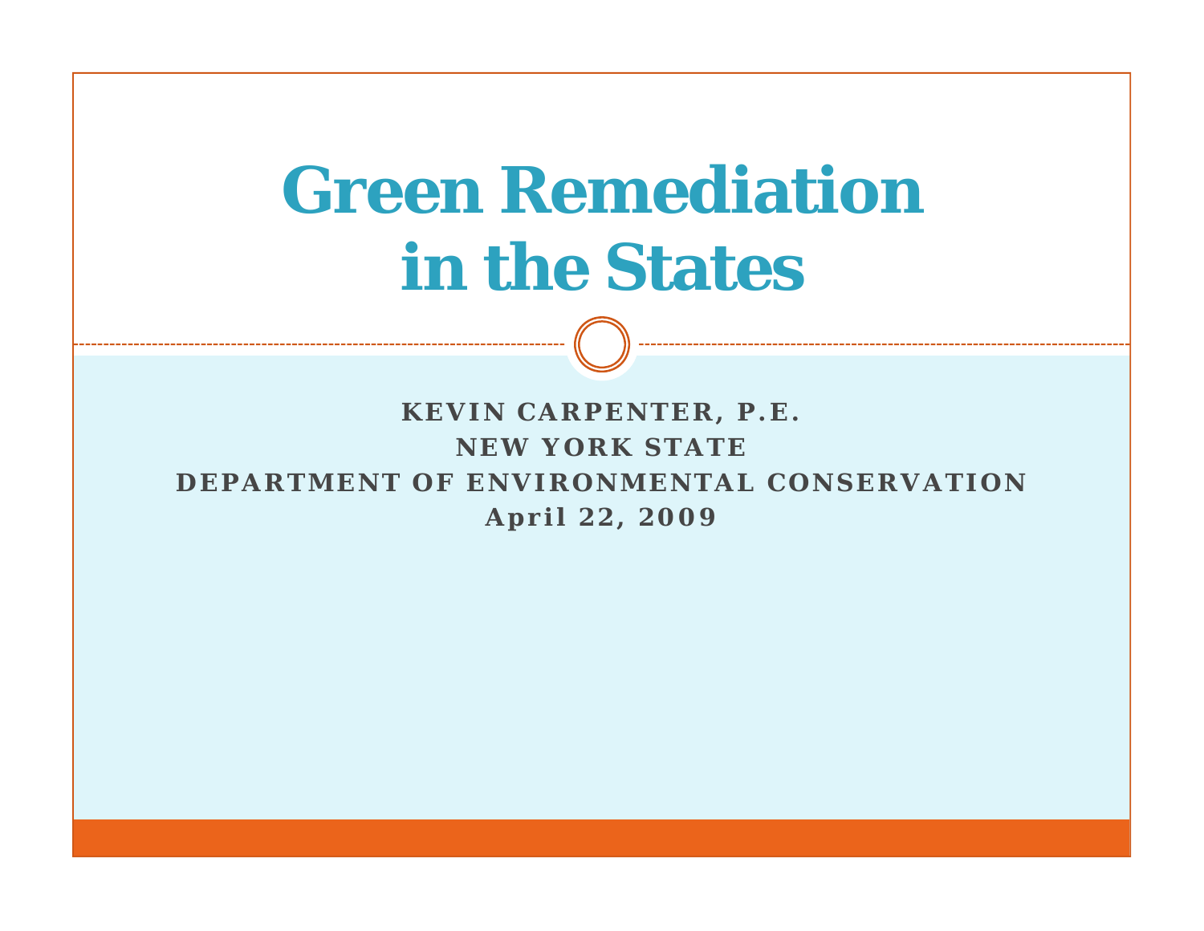# Green Remediation in the States

**KEVIN CARPENTER, P.E.**
**NEW YORK STATE**
**DEPARTMENT OF ENVIRONMENTAL CONSERVATION**
**April 22, 2009**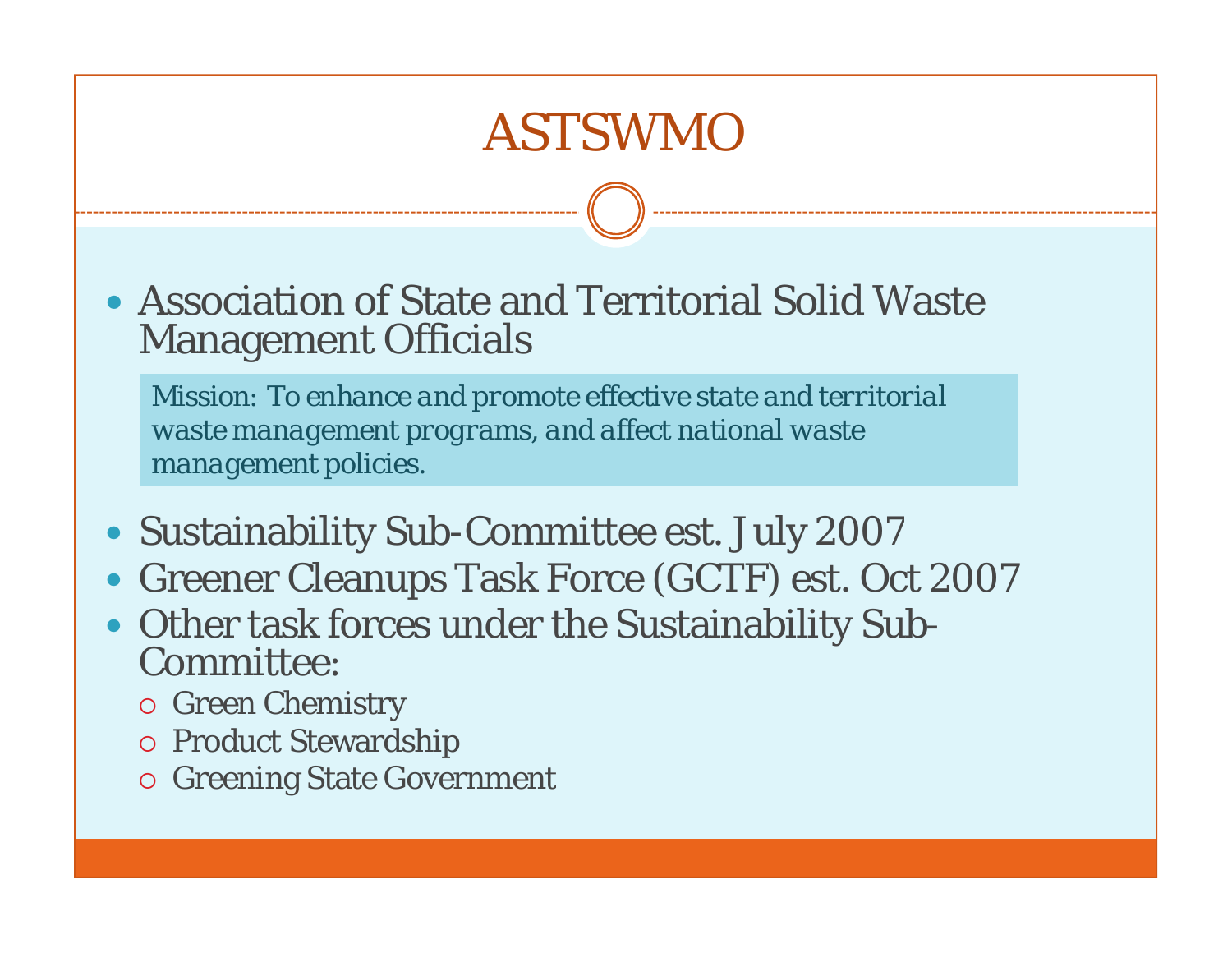# ASTSWMO

- Association of State and Territorial Solid Waste Management Officials

> *Mission: To enhance and promote effective state and territorial waste management programs, and affect national waste management policies.*

- Sustainability Sub-Committee est. July 2007
- Greener Cleanups Task Force (GCTF) est. Oct 2007
- Other task forces under the Sustainability Sub-Committee:
  - Green Chemistry
  - Product Stewardship
  - Greening State Government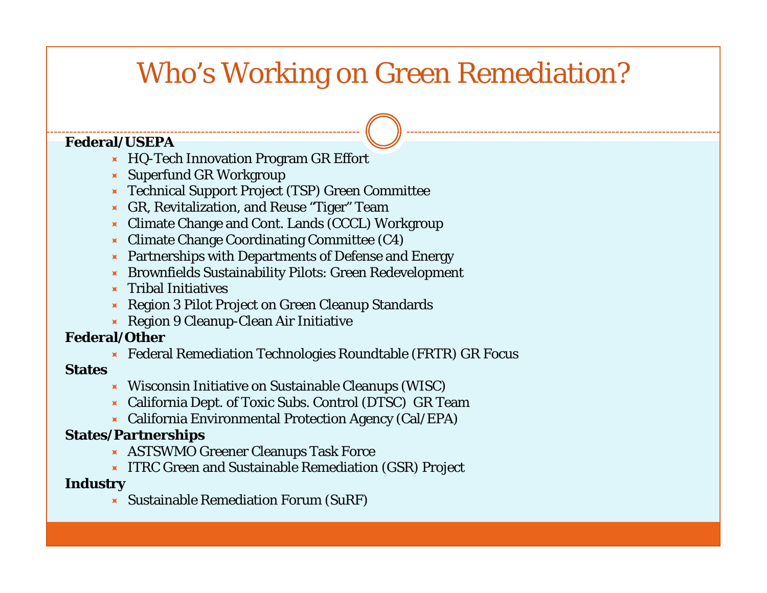# Who's Working on Green Remediation?

**Federal/USEPA**

- HQ-Tech Innovation Program GR Effort
- Superfund GR Workgroup
- Technical Support Project (TSP) Green Committee
- GR, Revitalization, and Reuse "Tiger" Team
- Climate Change and Cont. Lands (CCCL) Workgroup
- Climate Change Coordinating Committee (C4)
- Partnerships with Departments of Defense and Energy
- Brownfields Sustainability Pilots: Green Redevelopment
- Tribal Initiatives
- Region 3 Pilot Project on Green Cleanup Standards
- Region 9 Cleanup-Clean Air Initiative

**Federal/Other**

- Federal Remediation Technologies Roundtable (FRTR) GR Focus

**States**

- Wisconsin Initiative on Sustainable Cleanups (WISC)
- California Dept. of Toxic Subs. Control (DTSC) GR Team
- California Environmental Protection Agency (Cal/EPA)

**States/Partnerships**

- ASTSWMO Greener Cleanups Task Force
- ITRC Green and Sustainable Remediation (GSR) Project

**Industry**

- Sustainable Remediation Forum (SuRF)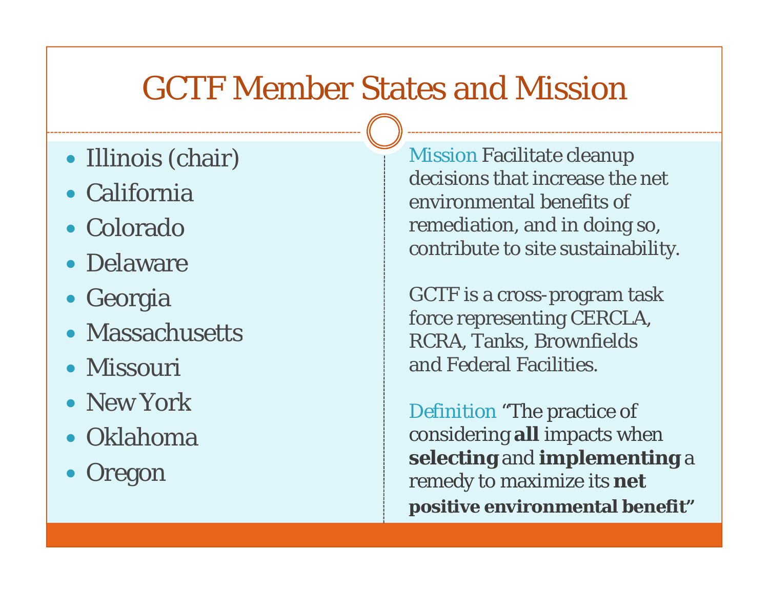# GCTF Member States and Mission

- Illinois (chair)
- California
- Colorado
- Delaware
- Georgia
- Massachusetts
- Missouri
- New York
- Oklahoma
- Oregon

Mission Facilitate cleanup decisions that increase the net environmental benefits of remediation, and in doing so, contribute to site sustainability.

GCTF is a cross-program task force representing CERCLA, RCRA, Tanks, Brownfields and Federal Facilities.

Definition "The practice of considering **all** impacts when **selecting** and **implementing** a remedy to maximize its **net positive environmental benefit**"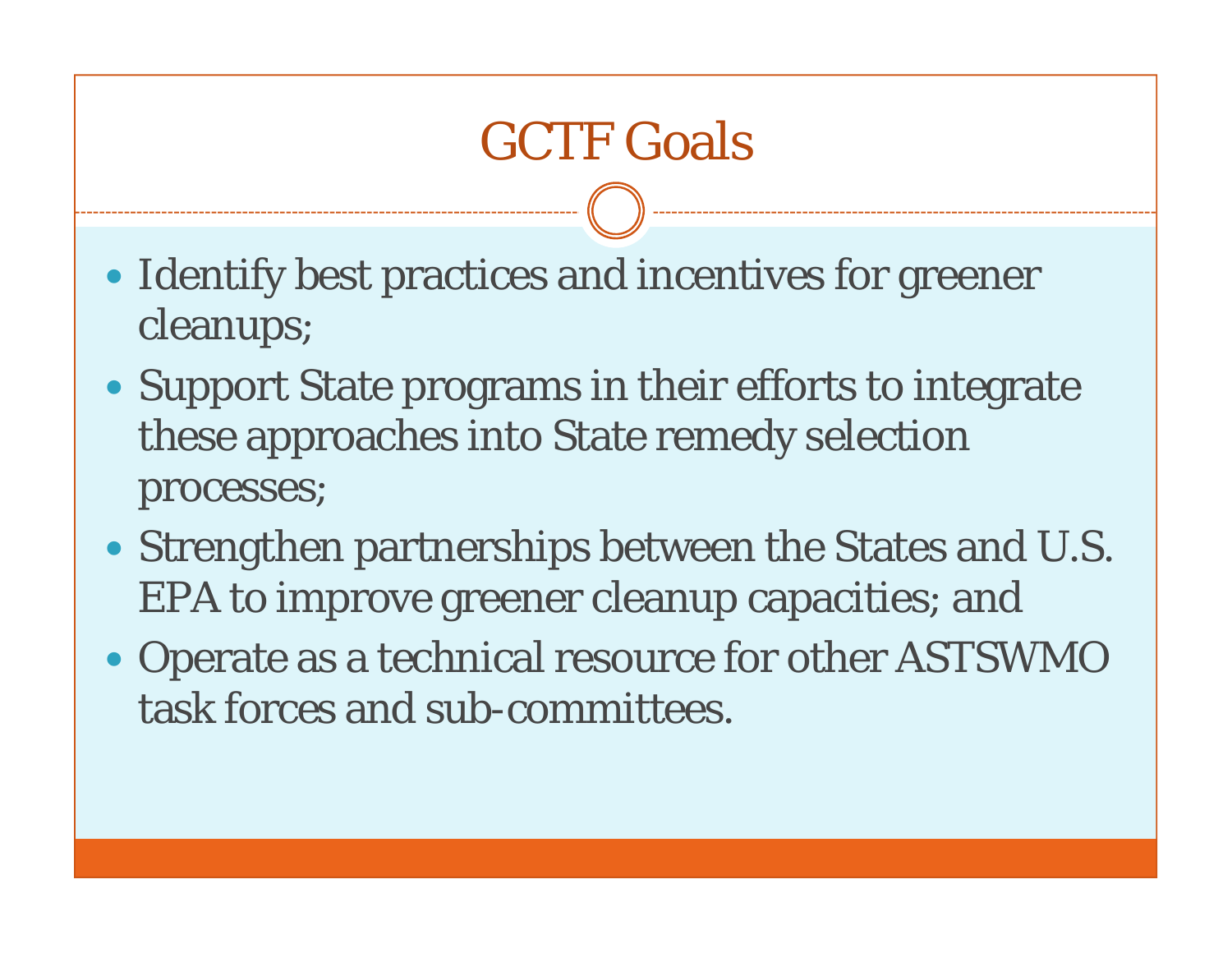# GCTF Goals

- Identify best practices and incentives for greener cleanups;
- Support State programs in their efforts to integrate these approaches into State remedy selection processes;
- Strengthen partnerships between the States and U.S. EPA to improve greener cleanup capacities; and
- Operate as a technical resource for other ASTSWMO task forces and sub-committees.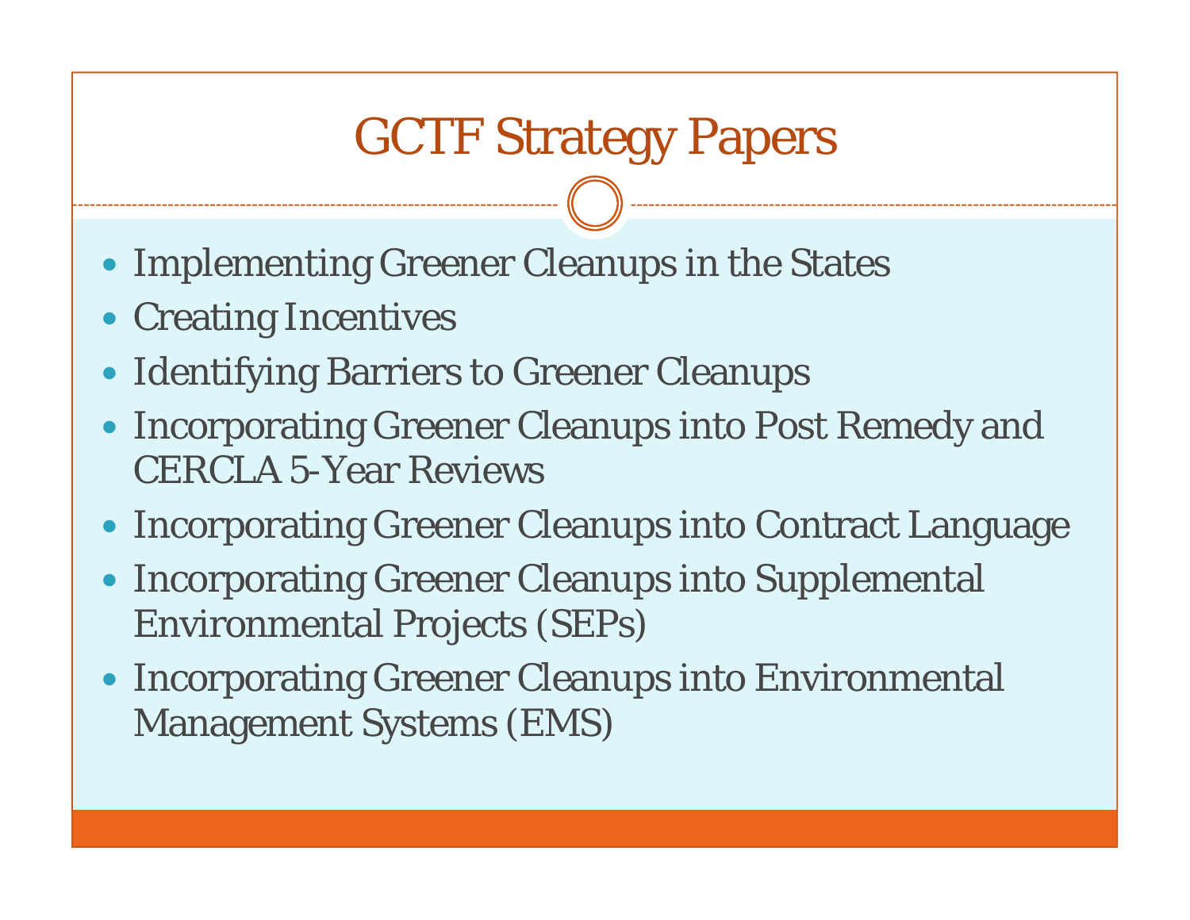# GCTF Strategy Papers

- Implementing Greener Cleanups in the States
- Creating Incentives
- Identifying Barriers to Greener Cleanups
- Incorporating Greener Cleanups into Post Remedy and CERCLA 5-Year Reviews
- Incorporating Greener Cleanups into Contract Language
- Incorporating Greener Cleanups into Supplemental Environmental Projects (SEPs)
- Incorporating Greener Cleanups into Environmental Management Systems (EMS)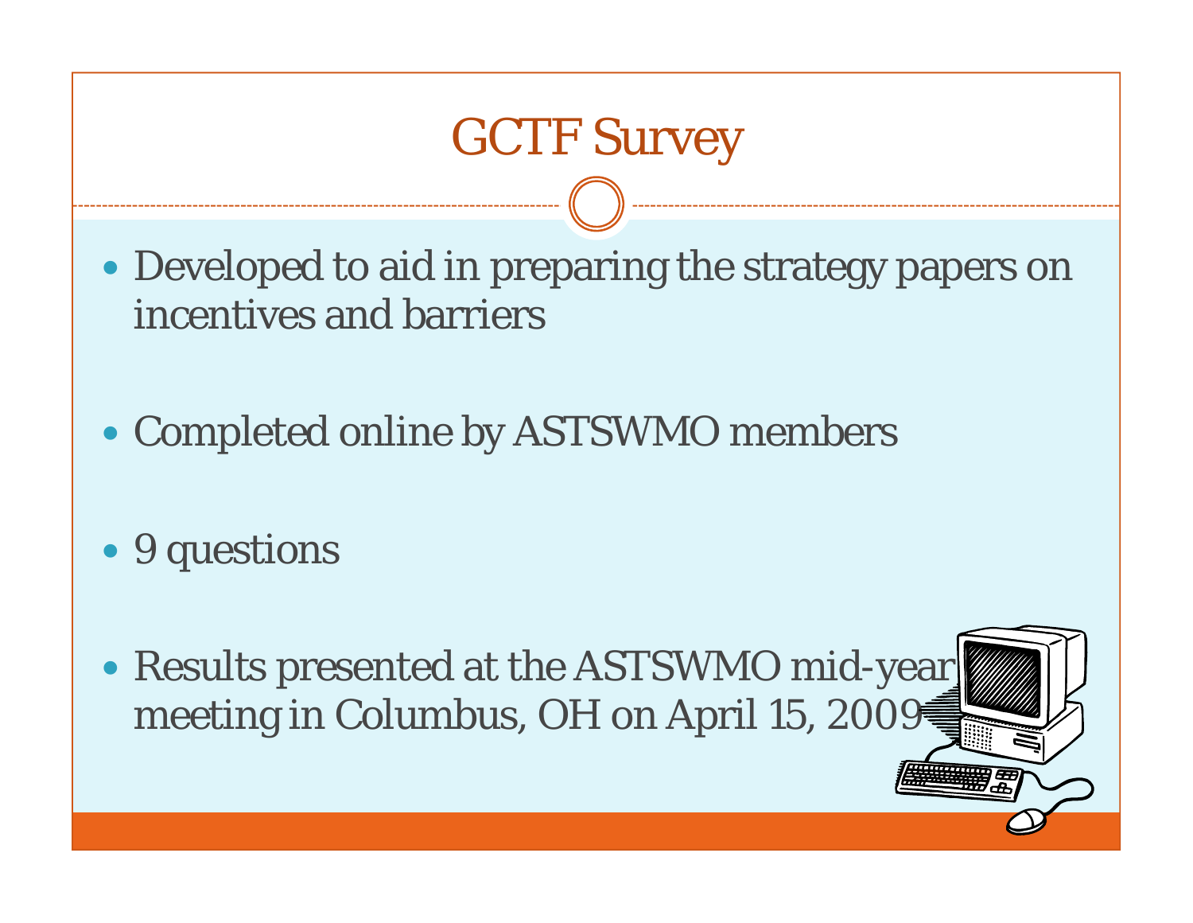# GCTF Survey

- Developed to aid in preparing the strategy papers on incentives and barriers
- Completed online by ASTSWMO members
- 9 questions
- Results presented at the ASTSWMO mid-year meeting in Columbus, OH on April 15, 2009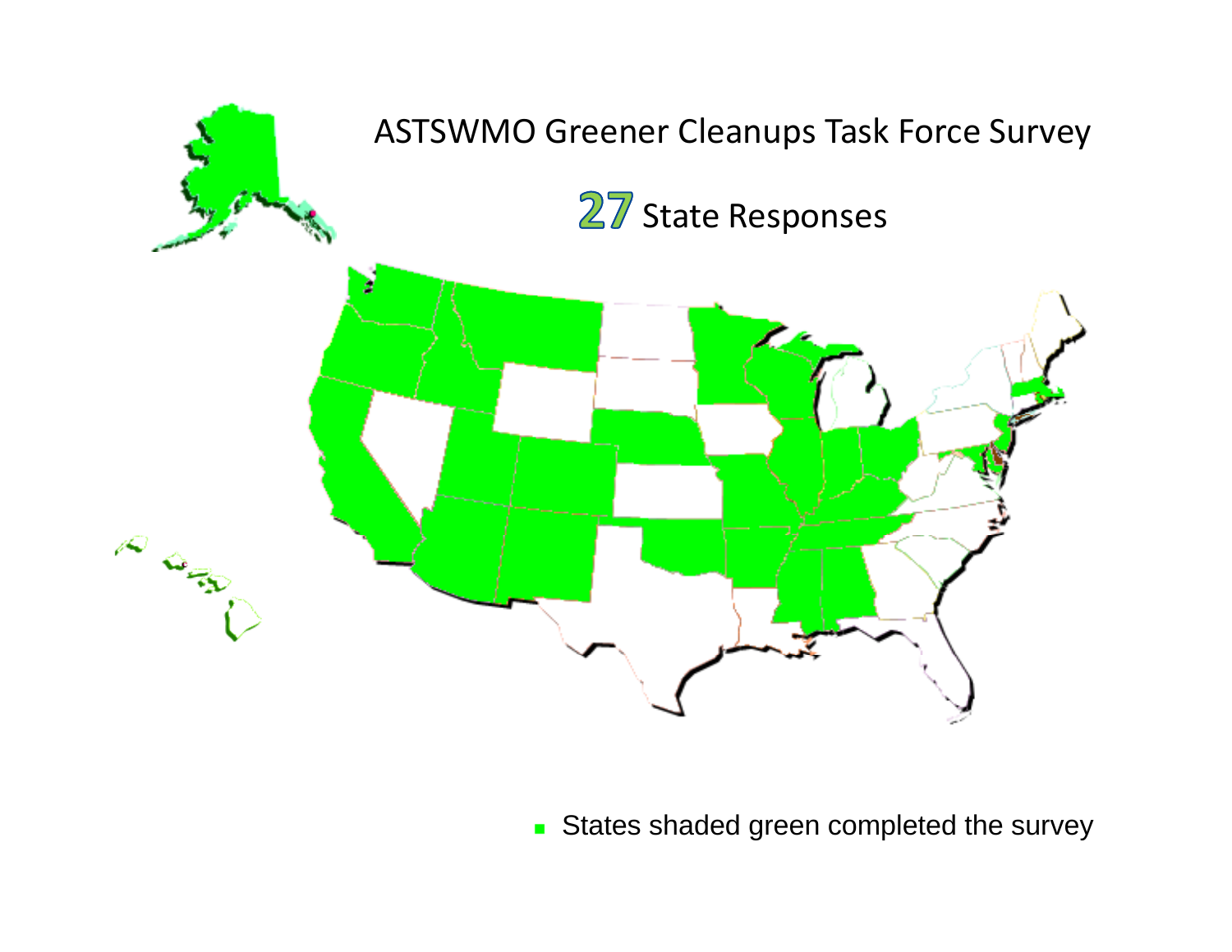# ASTSWMO Greener Cleanups Task Force Survey

## 27 State Responses

- States shaded green completed the survey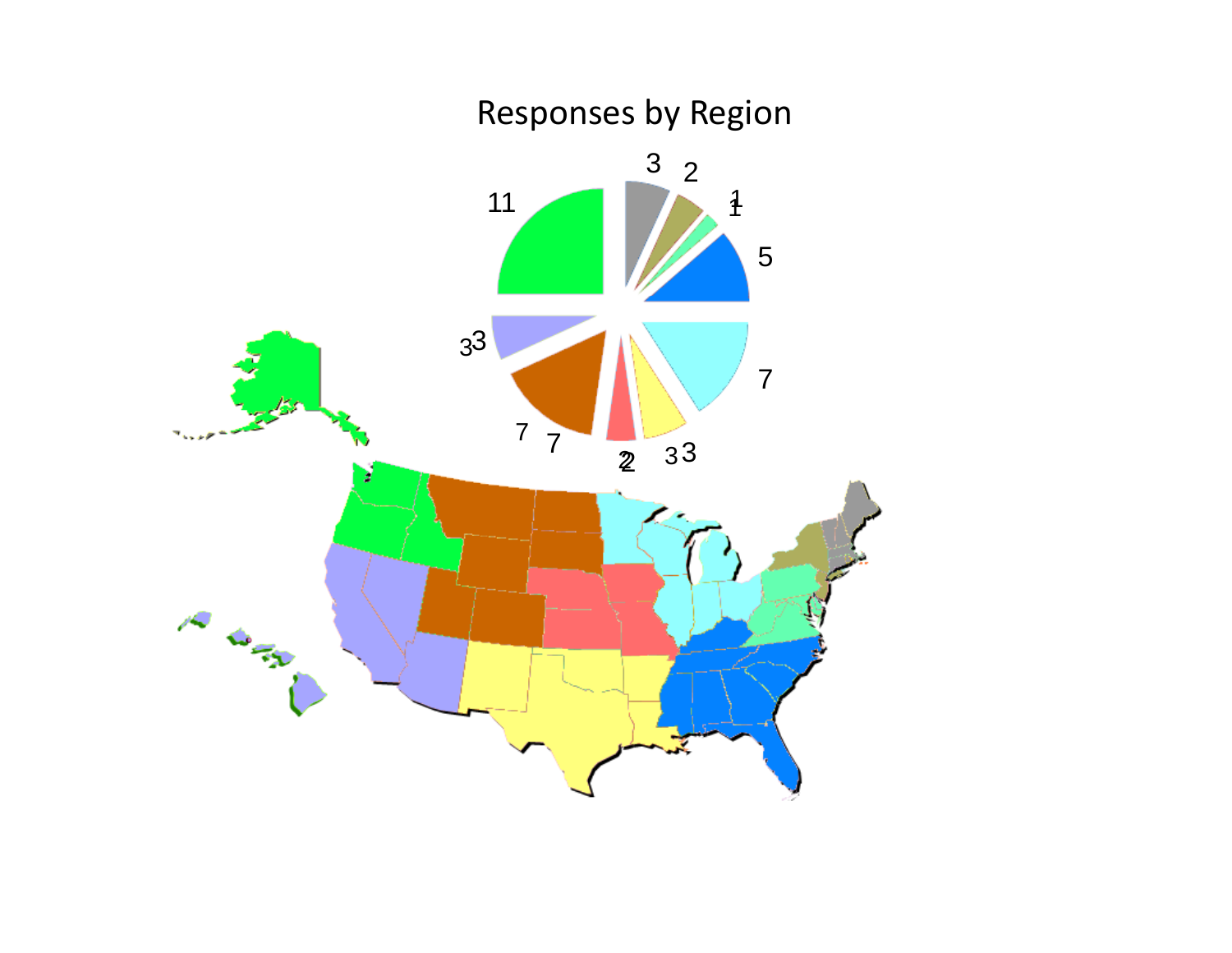# Responses by Region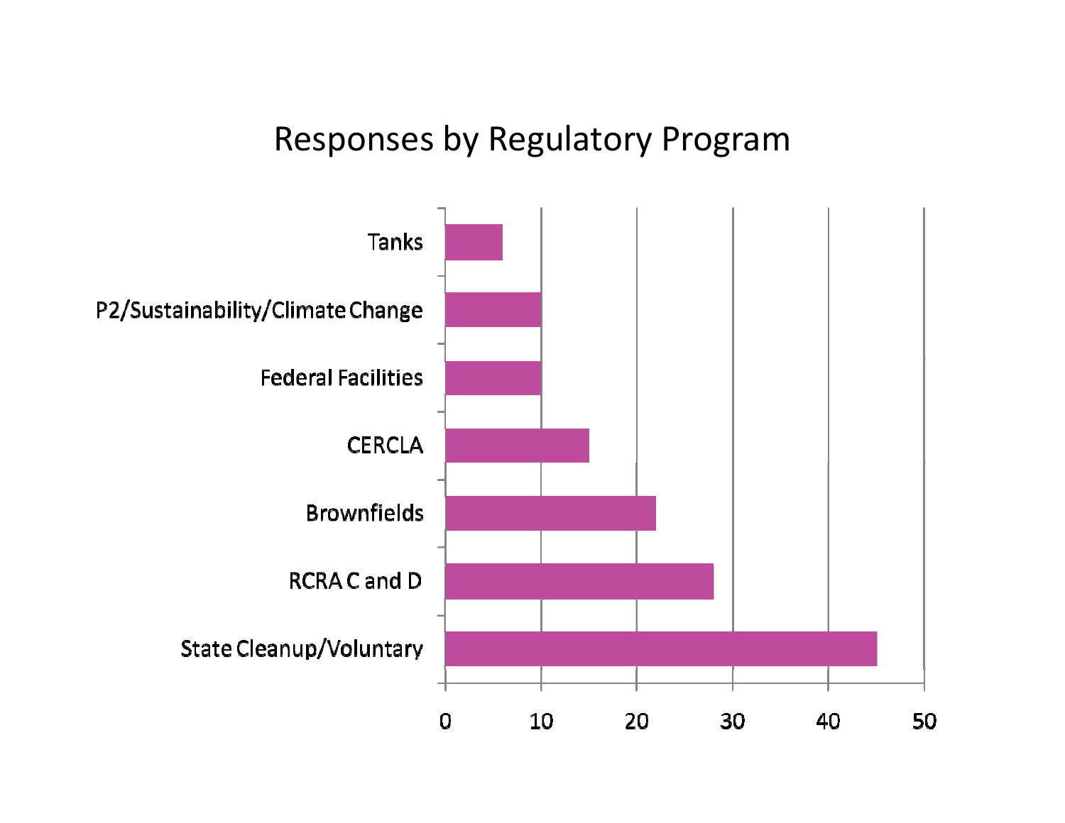# Responses by Regulatory Program

| Regulatory Program | Responses |
| --- | --- |
| Tanks | 6 |
| P2/Sustainability/Climate Change | 10 |
| Federal Facilities | 10 |
| CERCLA | 15 |
| Brownfields | 22 |
| RCRA C and D | 28 |
| State Cleanup/Voluntary | 45 |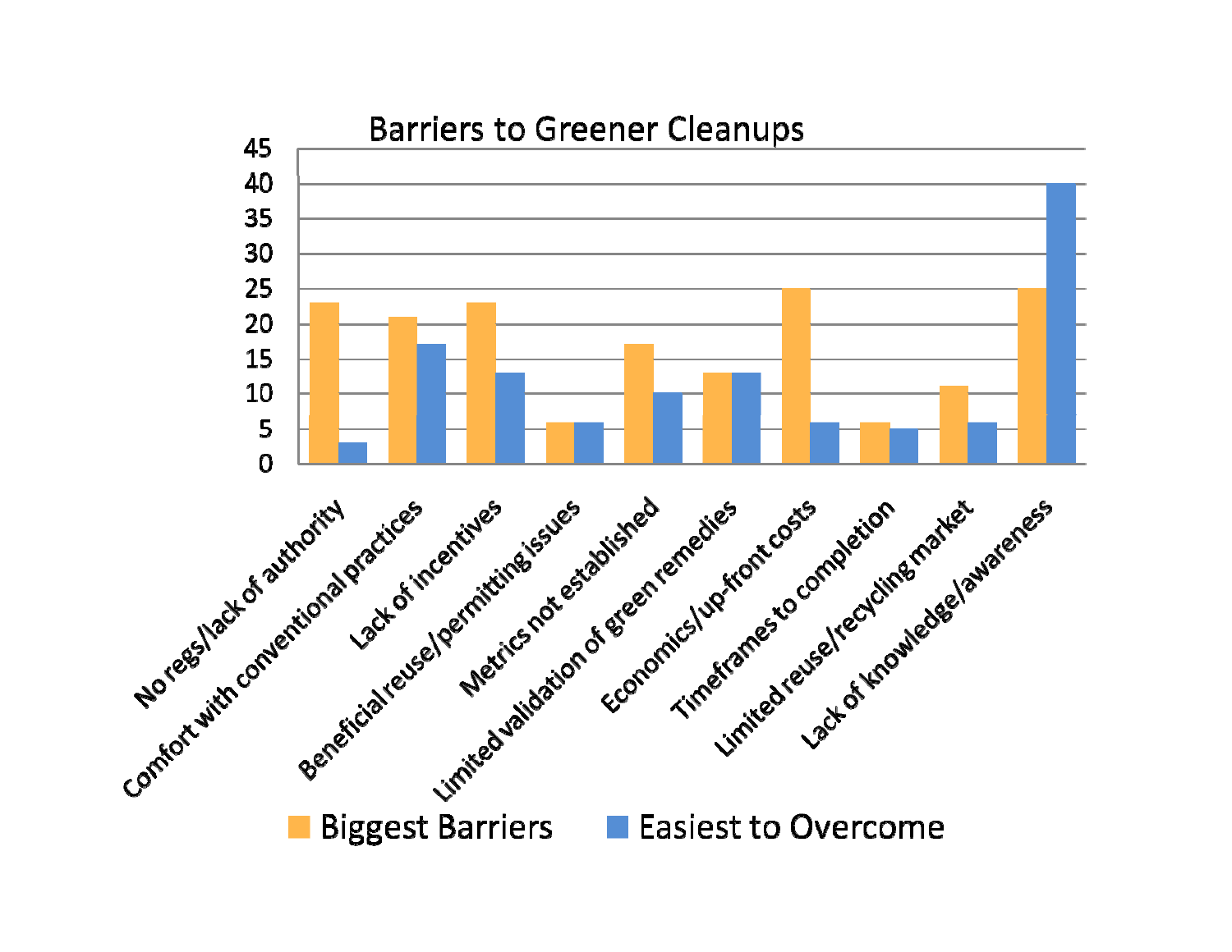## Barriers to Greener Cleanups

| Category | Biggest Barriers | Easiest to Overcome |
| --- | --- | --- |
| No regs/lack of authority | 23 | 3 |
| Comfort with conventional practices | 21 | 17 |
| Lack of incentives | 23 | 13 |
| Beneficial reuse/permitting issues | 6 | 6 |
| Metrics not established | 17 | 10 |
| Limited validation of green remedies | 13 | 13 |
| Economics/up-front costs | 25 | 6 |
| Timeframes to completion | 6 | 5 |
| Limited reuse/recycling market | 11 | 6 |
| Lack of knowledge/awareness | 25 | 40 |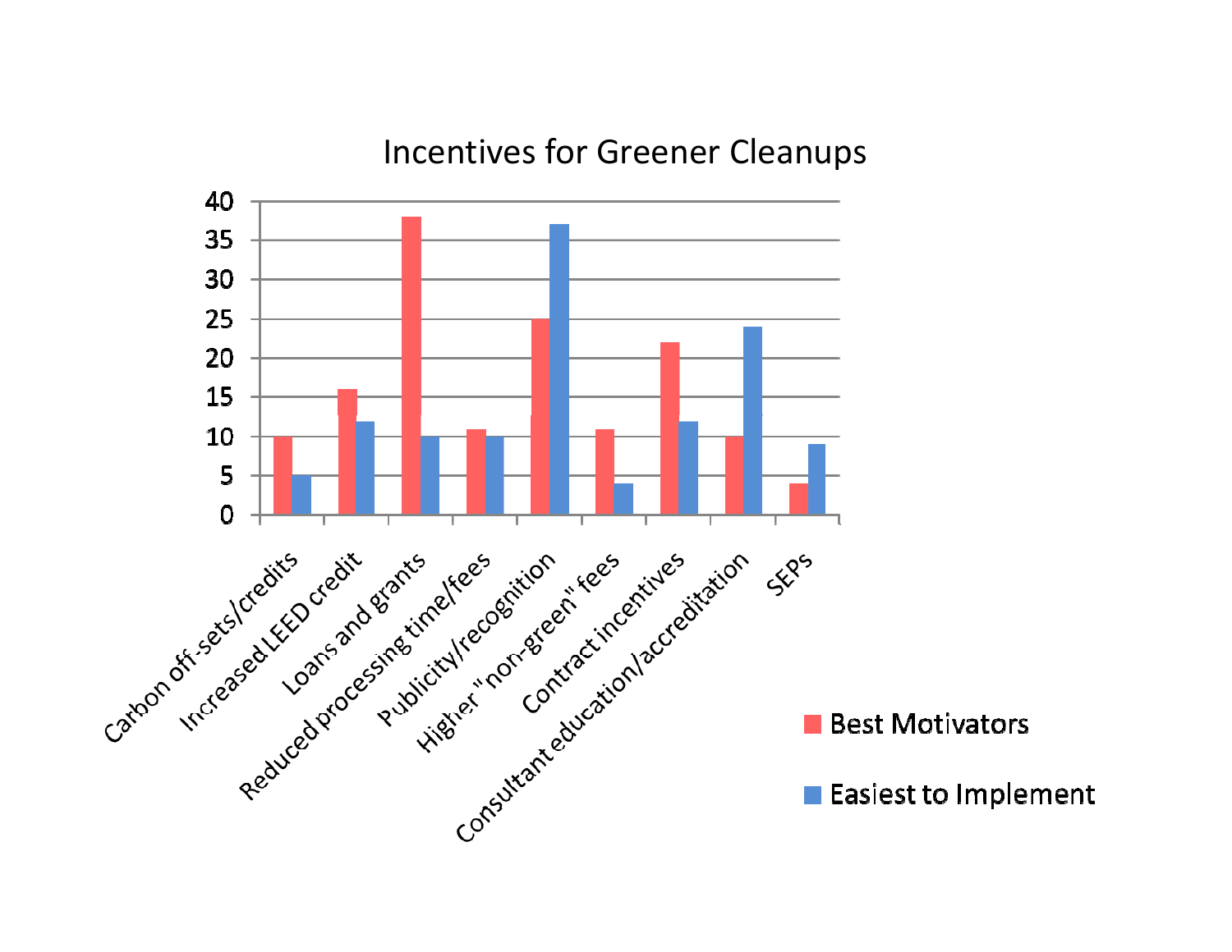# Incentives for Greener Cleanups

| Incentive | Best Motivators | Easiest to Implement |
|---|---|---|
| Carbon off-sets/credits | 10 | 5 |
| Increased LEED credit | 16 | 12 |
| Loans and grants | 38 | 10 |
| Reduced processing time/fees | 11 | 10 |
| Publicity/recognition | 25 | 37 |
| Higher "non-green" fees | 11 | 4 |
| Contract incentives | 22 | 12 |
| Consultant education/accreditation | 10 | 24 |
| SEPs | 4 | 9 |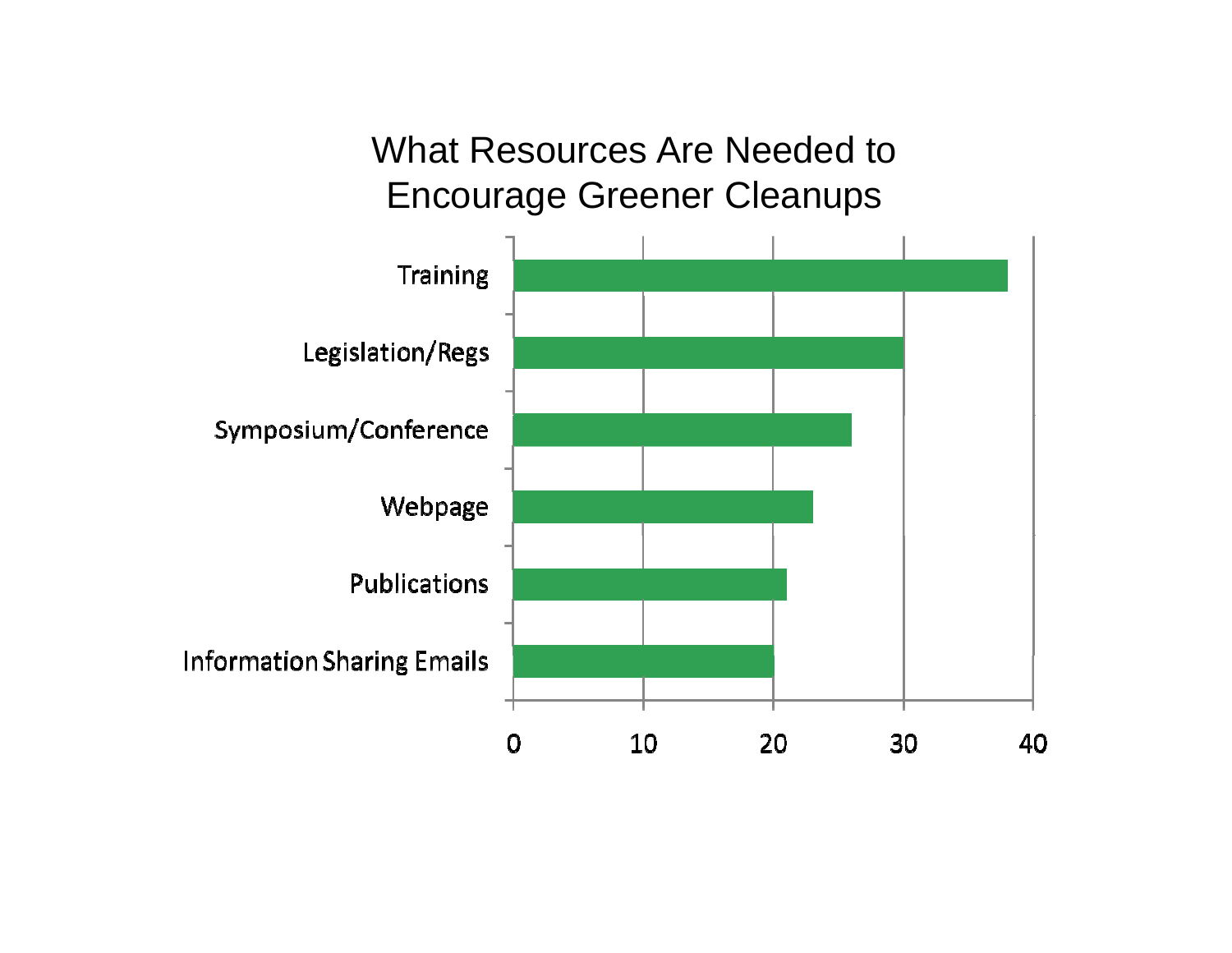# What Resources Are Needed to Encourage Greener Cleanups

| Resource | Value |
|---|---|
| Training | 38 |
| Legislation/Regs | 30 |
| Symposium/Conference | 26 |
| Webpage | 23 |
| Publications | 21 |
| Information Sharing Emails | 20 |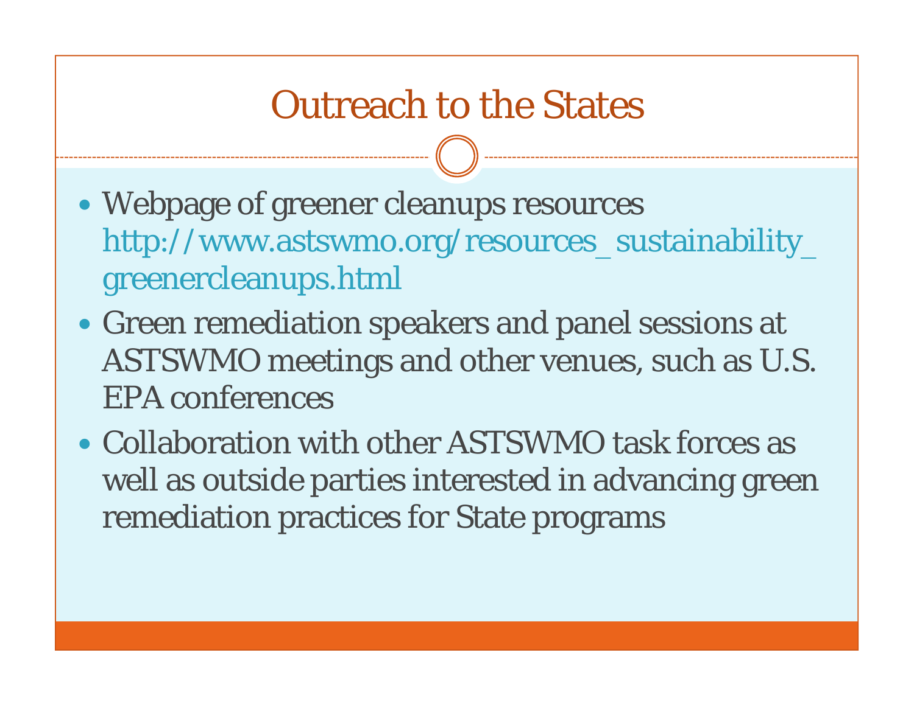# Outreach to the States

- Webpage of greener cleanups resources http://www.astswmo.org/resources_sustainability_greenercleanups.html
- Green remediation speakers and panel sessions at ASTSWMO meetings and other venues, such as U.S. EPA conferences
- Collaboration with other ASTSWMO task forces as well as outside parties interested in advancing green remediation practices for State programs